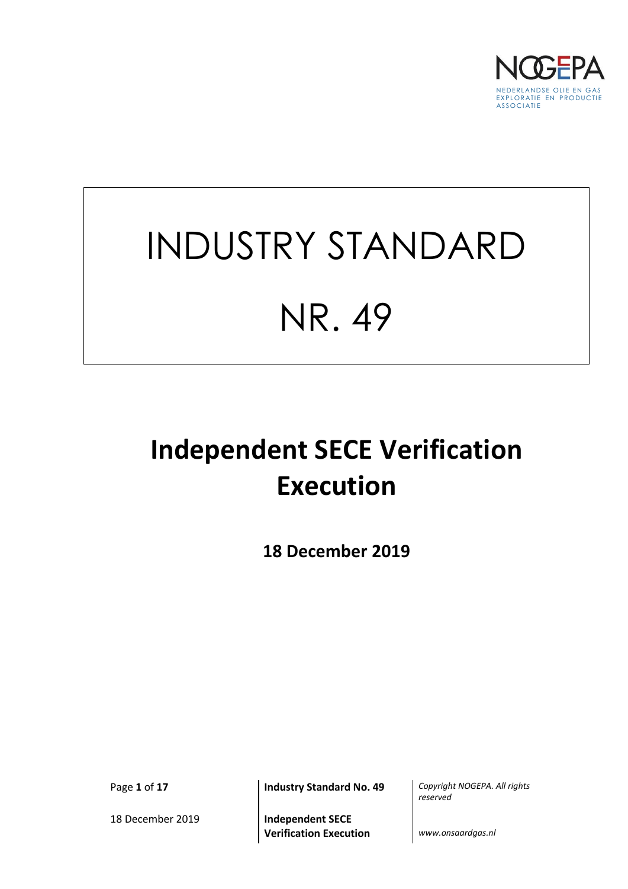NOGEPA

NEDERLANDSE OLIE EN GAS EXPLORATIE EN PRODUCTIE ASSOCIATIE

# INDUSTRY STANDARD

# NR. 49

# Independent SECE Verification Execution

**18 December 2019**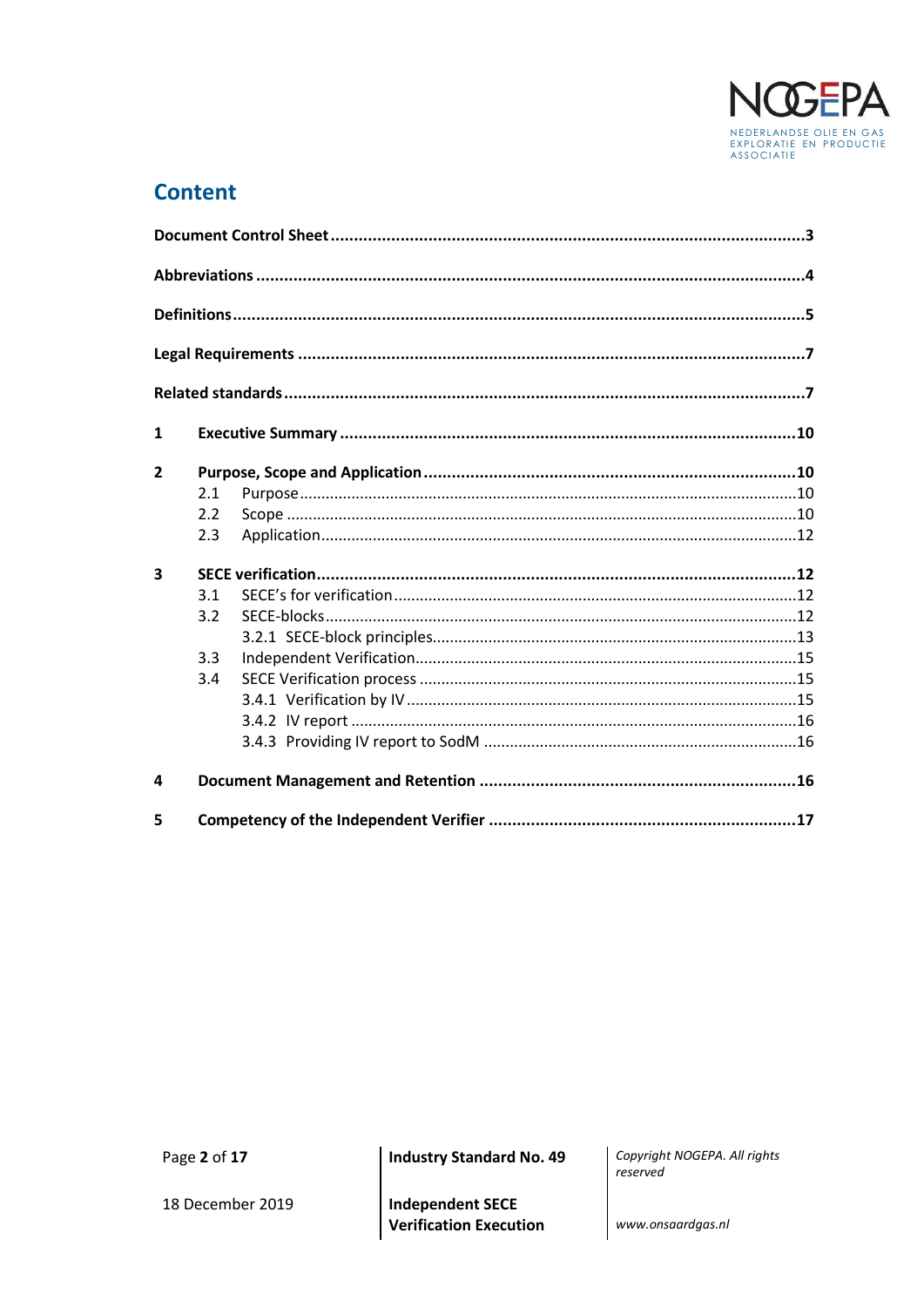## Content

**Document Control Sheet** ... **3**

**Abbreviations** ... **4**

**Definitions** ... **5**

**Legal Requirements** ... **7**

**Related standards** ... **7**

**1 Executive Summary** ... **10**

**2 Purpose, Scope and Application** ... **10**

- 2.1 Purpose ... 10
- 2.2 Scope ... 10
- 2.3 Application ... 12

**3 SECE verification** ... **12**

- 3.1 SECE's for verification ... 12
- 3.2 SECE-blocks ... 12
  - 3.2.1 SECE-block principles ... 13
- 3.3 Independent Verification ... 15
- 3.4 SECE Verification process ... 15
  - 3.4.1 Verification by IV ... 15
  - 3.4.2 IV report ... 16
  - 3.4.3 Providing IV report to SodM ... 16

**4 Document Management and Retention** ... **16**

**5 Competency of the Independent Verifier** ... **17**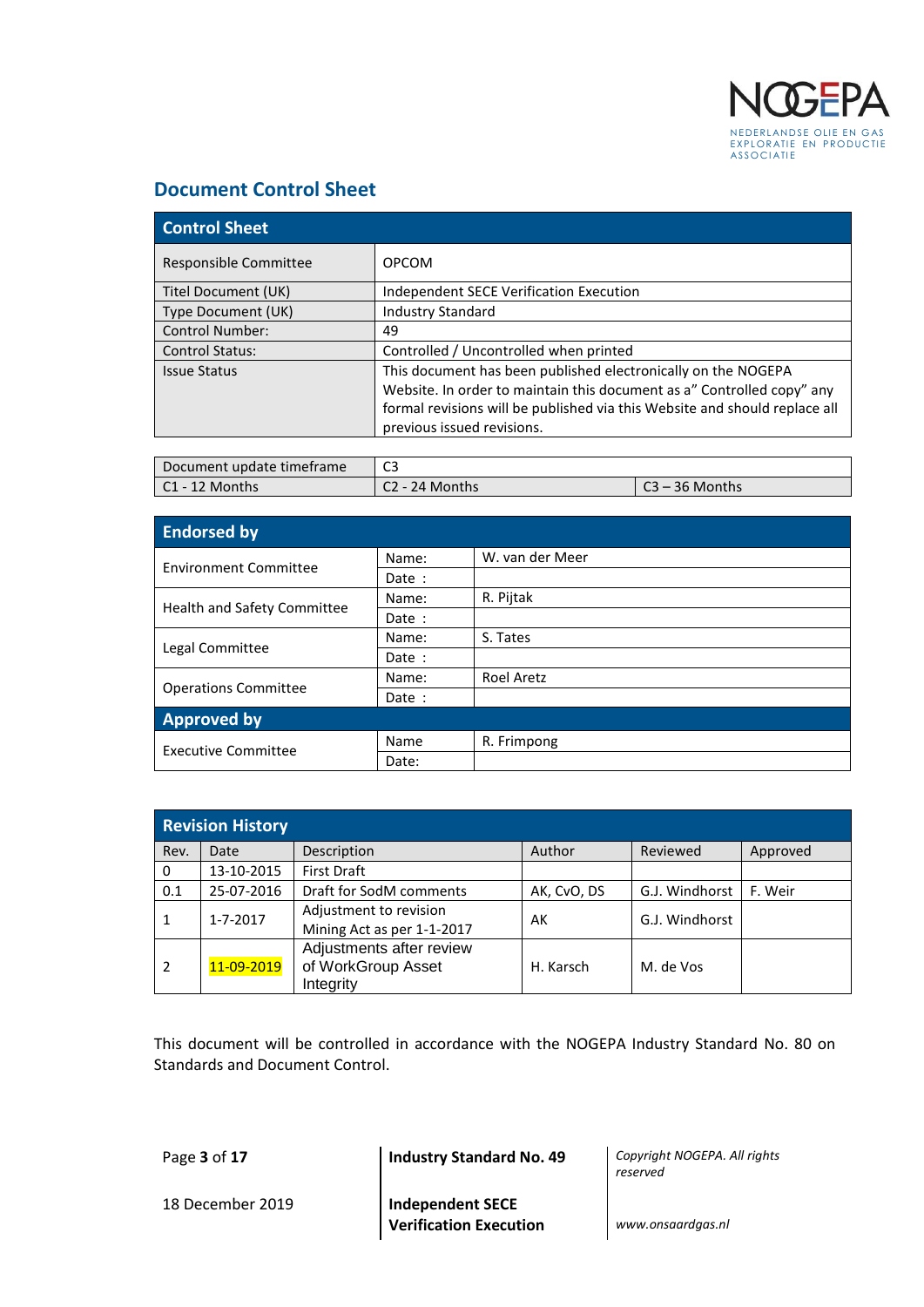## Document Control Sheet

| Control Sheet | |
|---|---|
| Responsible Committee | OPCOM |
| Titel Document (UK) | Independent SECE Verification Execution |
| Type Document (UK) | Industry Standard |
| Control Number: | 49 |
| Control Status: | Controlled / Uncontrolled when printed |
| Issue Status | This document has been published electronically on the NOGEPA Website. In order to maintain this document as a" Controlled copy" any formal revisions will be published via this Website and should replace all previous issued revisions. |

| Document update timeframe | C3 | |
|---|---|---|
| C1 - 12 Months | C2 - 24 Months | C3 – 36 Months |

| Endorsed by | | |
|---|---|---|
| Environment Committee | Name: | W. van der Meer |
| | Date : | |
| Health and Safety Committee | Name: | R. Pijtak |
| | Date : | |
| Legal Committee | Name: | S. Tates |
| | Date : | |
| Operations Committee | Name: | Roel Aretz |
| | Date : | |
| **Approved by** | | |
| Executive Committee | Name | R. Frimpong |
| | Date: | |

| Revision History | | | | | |
|---|---|---|---|---|---|
| Rev. | Date | Description | Author | Reviewed | Approved |
| 0 | 13-10-2015 | First Draft | | | |
| 0.1 | 25-07-2016 | Draft for SodM comments | AK, CvO, DS | G.J. Windhorst | F. Weir |
| 1 | 1-7-2017 | Adjustment to revision Mining Act as per 1-1-2017 | AK | G.J. Windhorst | |
| 2 | 11-09-2019 | Adjustments after review of WorkGroup Asset Integrity | H. Karsch | M. de Vos | |

This document will be controlled in accordance with the NOGEPA Industry Standard No. 80 on Standards and Document Control.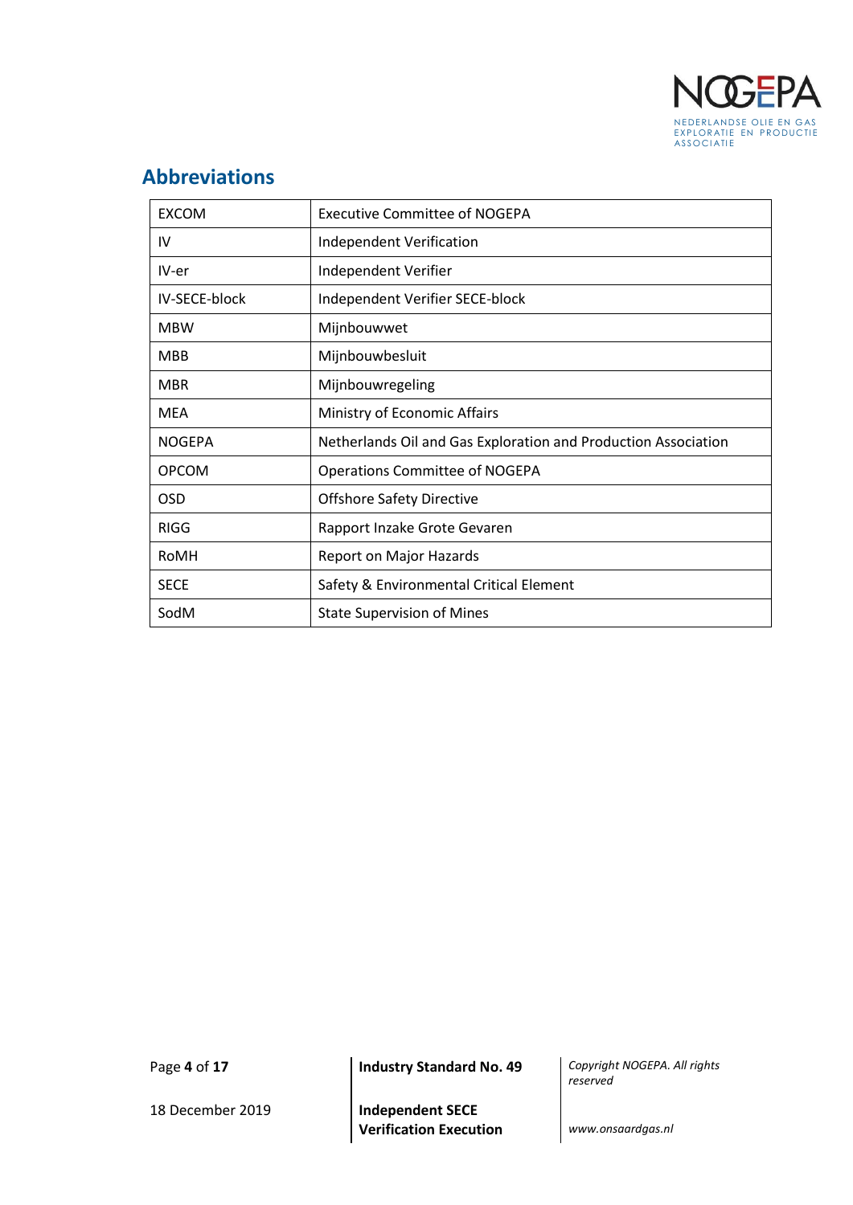## Abbreviations

| | |
|---|---|
| EXCOM | Executive Committee of NOGEPA |
| IV | Independent Verification |
| IV-er | Independent Verifier |
| IV-SECE-block | Independent Verifier SECE-block |
| MBW | Mijnbouwwet |
| MBB | Mijnbouwbesluit |
| MBR | Mijnbouwregeling |
| MEA | Ministry of Economic Affairs |
| NOGEPA | Netherlands Oil and Gas Exploration and Production Association |
| OPCOM | Operations Committee of NOGEPA |
| OSD | Offshore Safety Directive |
| RIGG | Rapport Inzake Grote Gevaren |
| RoMH | Report on Major Hazards |
| SECE | Safety & Environmental Critical Element |
| SodM | State Supervision of Mines |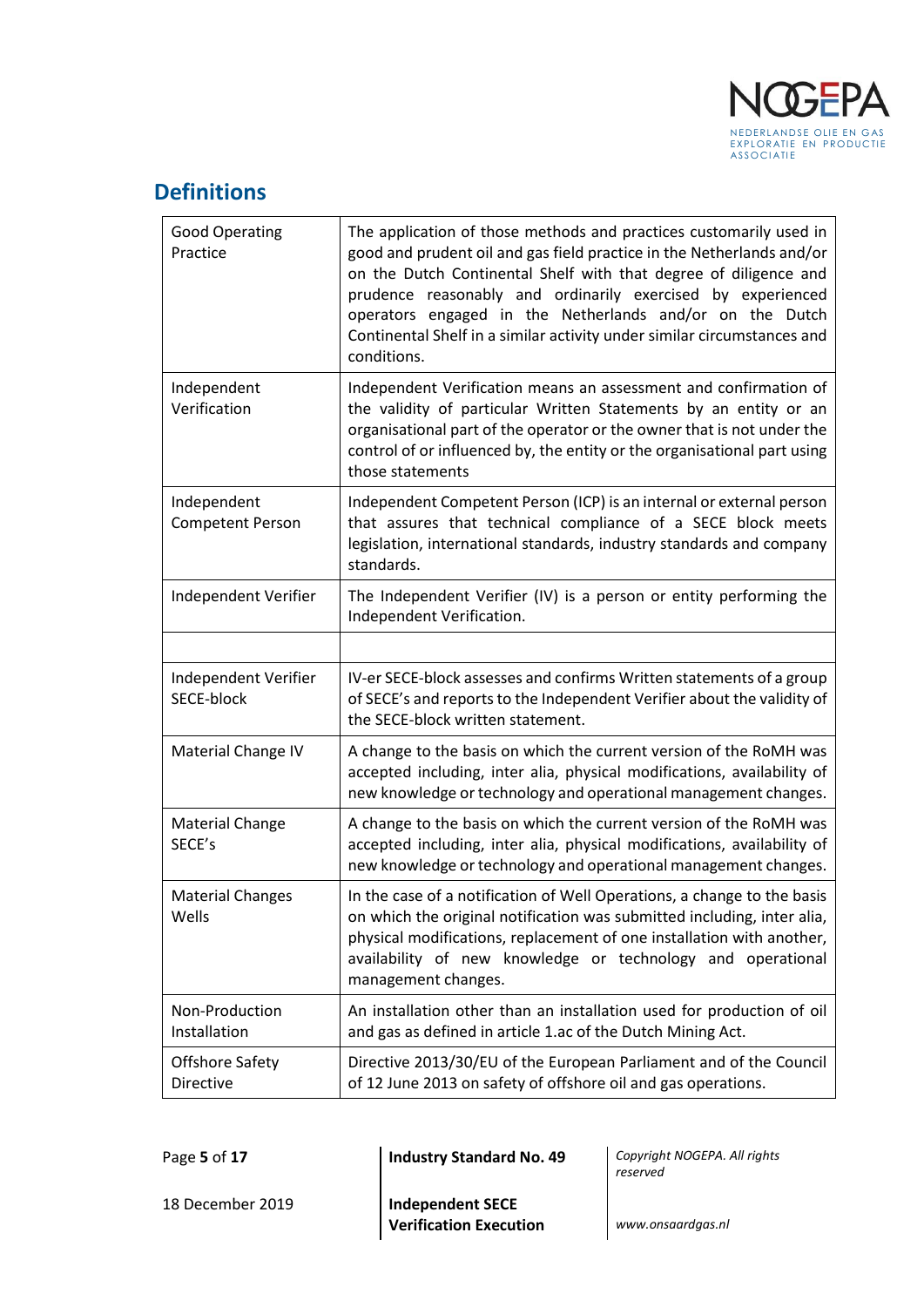## Definitions

| | |
|---|---|
| Good Operating Practice | The application of those methods and practices customarily used in good and prudent oil and gas field practice in the Netherlands and/or on the Dutch Continental Shelf with that degree of diligence and prudence reasonably and ordinarily exercised by experienced operators engaged in the Netherlands and/or on the Dutch Continental Shelf in a similar activity under similar circumstances and conditions. |
| Independent Verification | Independent Verification means an assessment and confirmation of the validity of particular Written Statements by an entity or an organisational part of the operator or the owner that is not under the control of or influenced by, the entity or the organisational part using those statements |
| Independent Competent Person | Independent Competent Person (ICP) is an internal or external person that assures that technical compliance of a SECE block meets legislation, international standards, industry standards and company standards. |
| Independent Verifier | The Independent Verifier (IV) is a person or entity performing the Independent Verification. |
| | |
| Independent Verifier SECE-block | IV-er SECE-block assesses and confirms Written statements of a group of SECE's and reports to the Independent Verifier about the validity of the SECE-block written statement. |
| Material Change IV | A change to the basis on which the current version of the RoMH was accepted including, inter alia, physical modifications, availability of new knowledge or technology and operational management changes. |
| Material Change SECE's | A change to the basis on which the current version of the RoMH was accepted including, inter alia, physical modifications, availability of new knowledge or technology and operational management changes. |
| Material Changes Wells | In the case of a notification of Well Operations, a change to the basis on which the original notification was submitted including, inter alia, physical modifications, replacement of one installation with another, availability of new knowledge or technology and operational management changes. |
| Non-Production Installation | An installation other than an installation used for production of oil and gas as defined in article 1.ac of the Dutch Mining Act. |
| Offshore Safety Directive | Directive 2013/30/EU of the European Parliament and of the Council of 12 June 2013 on safety of offshore oil and gas operations. |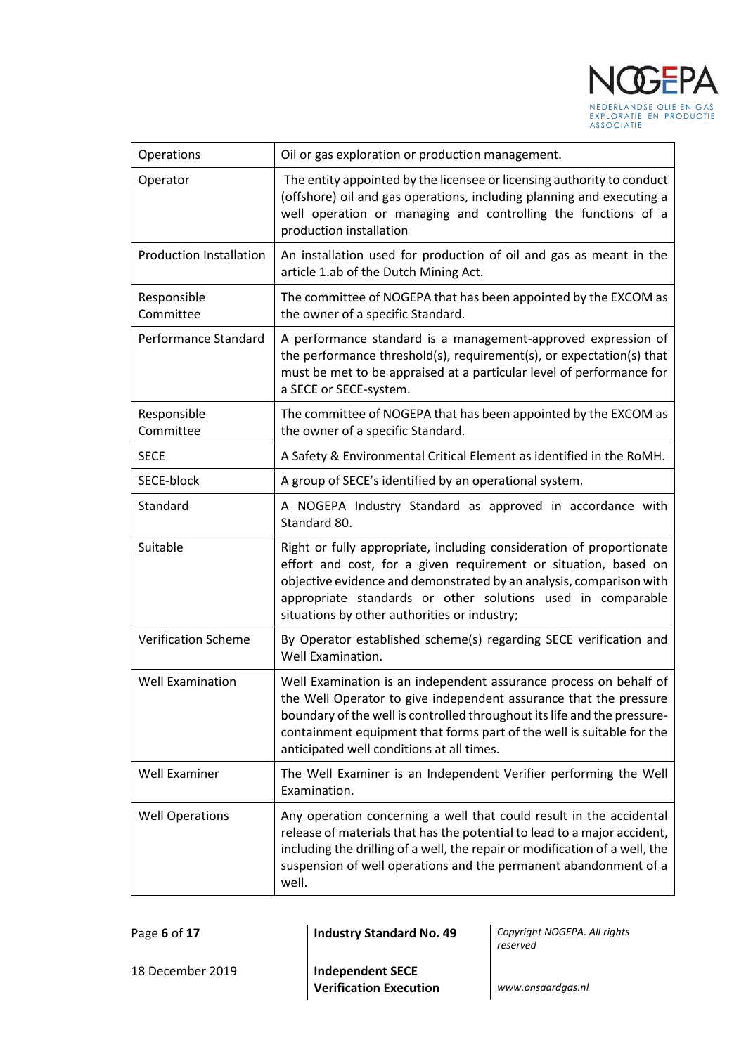| | |
|---|---|
| Operations | Oil or gas exploration or production management. |
| Operator | The entity appointed by the licensee or licensing authority to conduct (offshore) oil and gas operations, including planning and executing a well operation or managing and controlling the functions of a production installation |
| Production Installation | An installation used for production of oil and gas as meant in the article 1.ab of the Dutch Mining Act. |
| Responsible Committee | The committee of NOGEPA that has been appointed by the EXCOM as the owner of a specific Standard. |
| Performance Standard | A performance standard is a management-approved expression of the performance threshold(s), requirement(s), or expectation(s) that must be met to be appraised at a particular level of performance for a SECE or SECE-system. |
| Responsible Committee | The committee of NOGEPA that has been appointed by the EXCOM as the owner of a specific Standard. |
| SECE | A Safety & Environmental Critical Element as identified in the RoMH. |
| SECE-block | A group of SECE's identified by an operational system. |
| Standard | A NOGEPA Industry Standard as approved in accordance with Standard 80. |
| Suitable | Right or fully appropriate, including consideration of proportionate effort and cost, for a given requirement or situation, based on objective evidence and demonstrated by an analysis, comparison with appropriate standards or other solutions used in comparable situations by other authorities or industry; |
| Verification Scheme | By Operator established scheme(s) regarding SECE verification and Well Examination. |
| Well Examination | Well Examination is an independent assurance process on behalf of the Well Operator to give independent assurance that the pressure boundary of the well is controlled throughout its life and the pressure-containment equipment that forms part of the well is suitable for the anticipated well conditions at all times. |
| Well Examiner | The Well Examiner is an Independent Verifier performing the Well Examination. |
| Well Operations | Any operation concerning a well that could result in the accidental release of materials that has the potential to lead to a major accident, including the drilling of a well, the repair or modification of a well, the suspension of well operations and the permanent abandonment of a well. |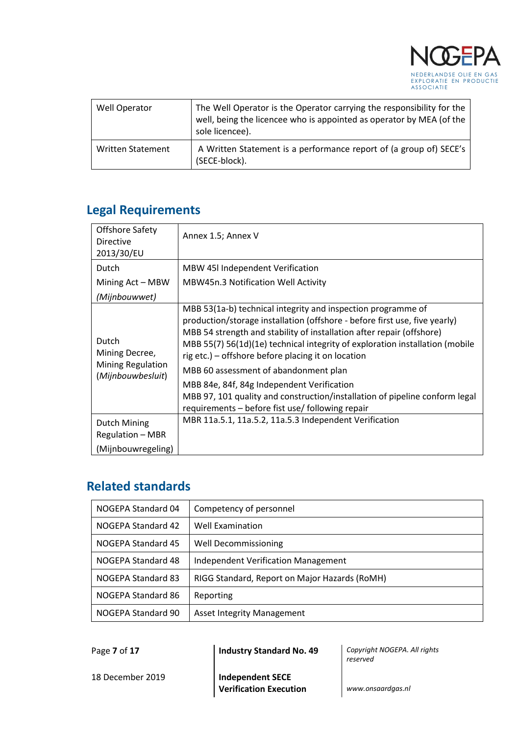| | |
|---|---|
| Well Operator | The Well Operator is the Operator carrying the responsibility for the well, being the licencee who is appointed as operator by MEA (of the sole licencee). |
| Written Statement | A Written Statement is a performance report of (a group of) SECE's (SECE-block). |

## Legal Requirements

| | |
|---|---|
| Offshore Safety Directive 2013/30/EU | Annex 1.5; Annex V |
| Dutch Mining Act – MBW *(Mijnbouwwet)* | MBW 45l Independent Verification<br>MBW45n.3 Notification Well Activity |
| Dutch Mining Decree, Mining Regulation (*Mijnbouwbesluit*) | MBB 53(1a-b) technical integrity and inspection programme of production/storage installation (offshore - before first use, five yearly)<br>MBB 54 strength and stability of installation after repair (offshore)<br>MBB 55(7) 56(1d)(1e) technical integrity of exploration installation (mobile rig etc.) – offshore before placing it on location<br>MBB 60 assessment of abandonment plan<br>MBB 84e, 84f, 84g Independent Verification<br>MBB 97, 101 quality and construction/installation of pipeline conform legal requirements – before fist use/ following repair |
| Dutch Mining Regulation – MBR (Mijnbouwregeling) | MBR 11a.5.1, 11a.5.2, 11a.5.3 Independent Verification |

## Related standards

| | |
|---|---|
| NOGEPA Standard 04 | Competency of personnel |
| NOGEPA Standard 42 | Well Examination |
| NOGEPA Standard 45 | Well Decommissioning |
| NOGEPA Standard 48 | Independent Verification Management |
| NOGEPA Standard 83 | RIGG Standard, Report on Major Hazards (RoMH) |
| NOGEPA Standard 86 | Reporting |
| NOGEPA Standard 90 | Asset Integrity Management |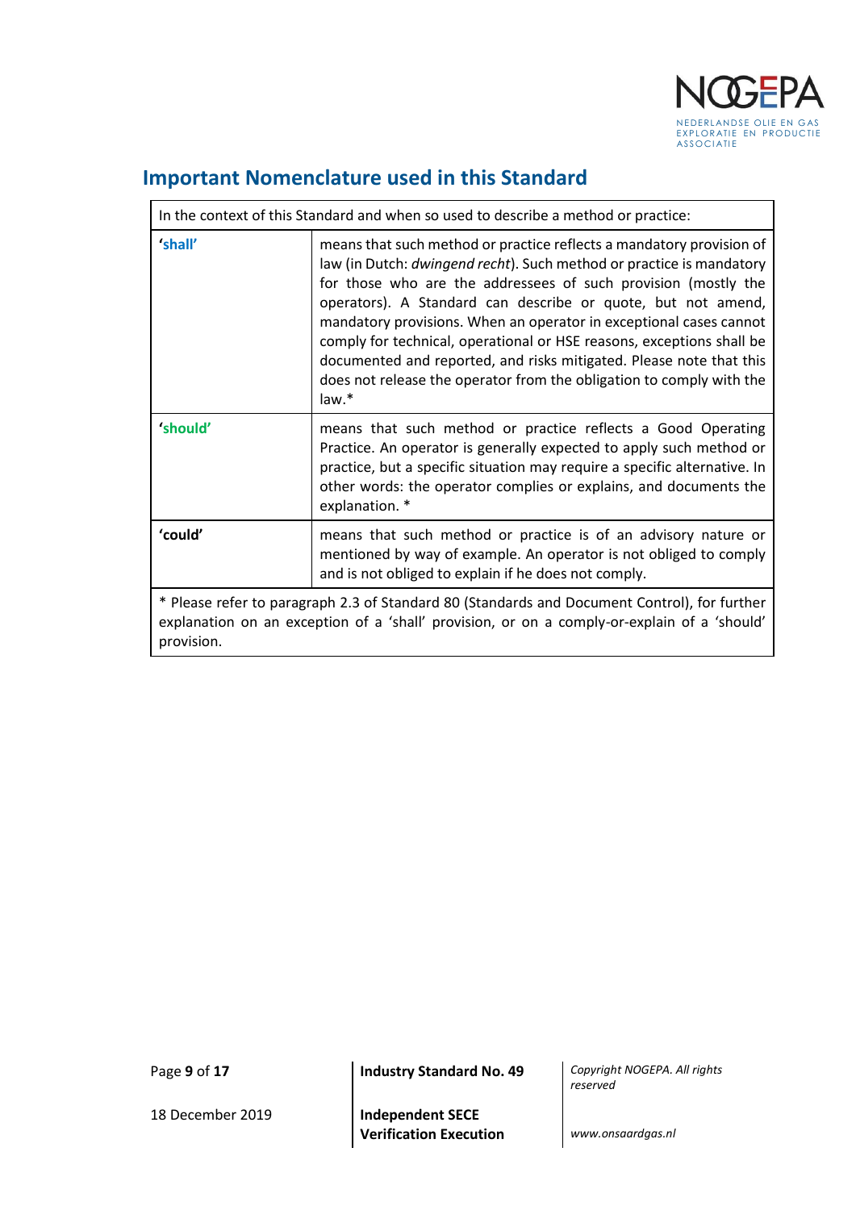## Important Nomenclature used in this Standard

| In the context of this Standard and when so used to describe a method or practice: | |
|---|---|
| **'shall'** | means that such method or practice reflects a mandatory provision of law (in Dutch: *dwingend recht*). Such method or practice is mandatory for those who are the addressees of such provision (mostly the operators). A Standard can describe or quote, but not amend, mandatory provisions. When an operator in exceptional cases cannot comply for technical, operational or HSE reasons, exceptions shall be documented and reported, and risks mitigated. Please note that this does not release the operator from the obligation to comply with the law.* |
| **'should'** | means that such method or practice reflects a Good Operating Practice. An operator is generally expected to apply such method or practice, but a specific situation may require a specific alternative. In other words: the operator complies or explains, and documents the explanation. * |
| **'could'** | means that such method or practice is of an advisory nature or mentioned by way of example. An operator is not obliged to comply and is not obliged to explain if he does not comply. |
| * Please refer to paragraph 2.3 of Standard 80 (Standards and Document Control), for further explanation on an exception of a 'shall' provision, or on a comply-or-explain of a 'should' provision. | |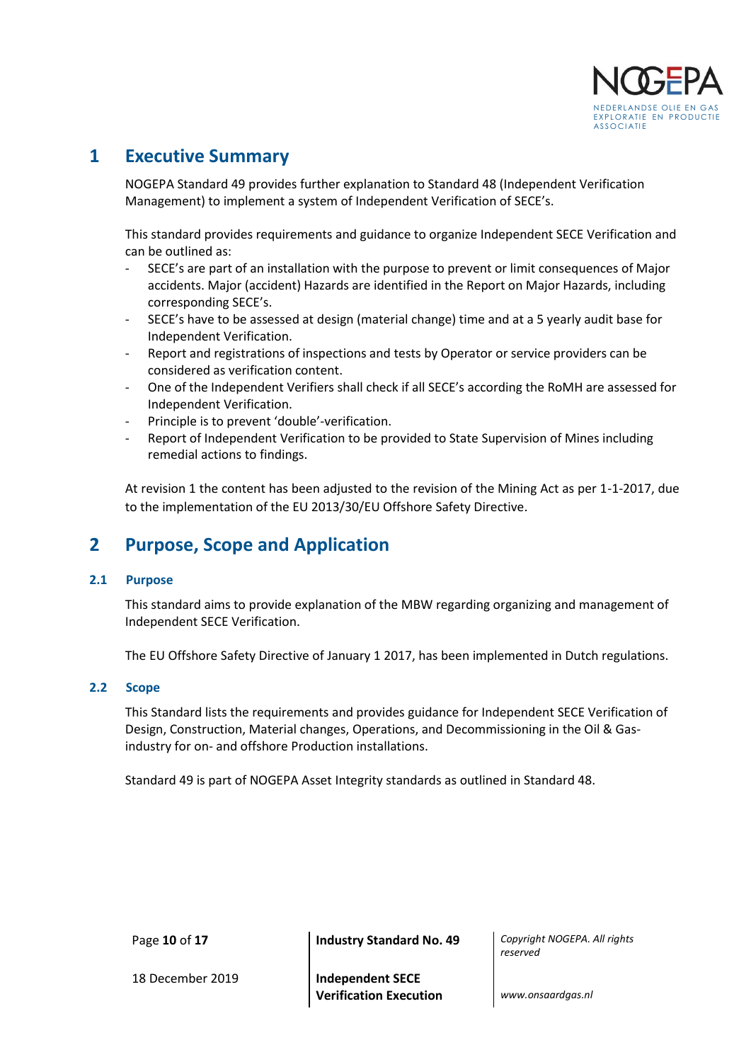# 1 Executive Summary

NOGEPA Standard 49 provides further explanation to Standard 48 (Independent Verification Management) to implement a system of Independent Verification of SECE's.

This standard provides requirements and guidance to organize Independent SECE Verification and can be outlined as:

- SECE's are part of an installation with the purpose to prevent or limit consequences of Major accidents. Major (accident) Hazards are identified in the Report on Major Hazards, including corresponding SECE's.
- SECE's have to be assessed at design (material change) time and at a 5 yearly audit base for Independent Verification.
- Report and registrations of inspections and tests by Operator or service providers can be considered as verification content.
- One of the Independent Verifiers shall check if all SECE's according the RoMH are assessed for Independent Verification.
- Principle is to prevent 'double'-verification.
- Report of Independent Verification to be provided to State Supervision of Mines including remedial actions to findings.

At revision 1 the content has been adjusted to the revision of the Mining Act as per 1-1-2017, due to the implementation of the EU 2013/30/EU Offshore Safety Directive.

# 2 Purpose, Scope and Application

## 2.1 Purpose

This standard aims to provide explanation of the MBW regarding organizing and management of Independent SECE Verification.

The EU Offshore Safety Directive of January 1 2017, has been implemented in Dutch regulations.

## 2.2 Scope

This Standard lists the requirements and provides guidance for Independent SECE Verification of Design, Construction, Material changes, Operations, and Decommissioning in the Oil & Gas-industry for on- and offshore Production installations.

Standard 49 is part of NOGEPA Asset Integrity standards as outlined in Standard 48.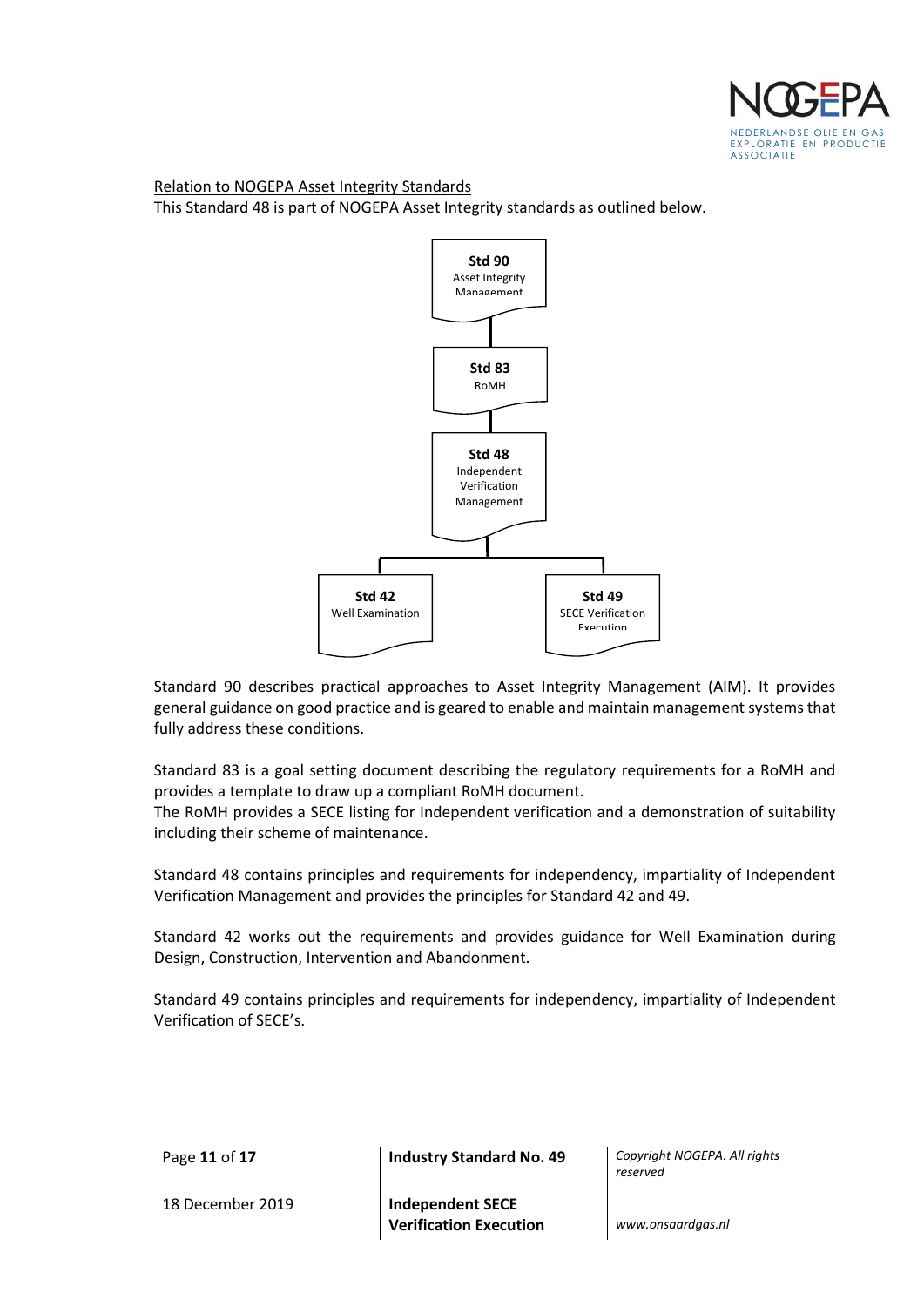<u>Relation to NOGEPA Asset Integrity Standards</u>

This Standard 48 is part of NOGEPA Asset Integrity standards as outlined below.

**Std 90**
Asset Integrity Management

**Std 83**
RoMH

**Std 48**
Independent Verification Management

**Std 42**
Well Examination

**Std 49**
SECE Verification Execution

Standard 90 describes practical approaches to Asset Integrity Management (AIM). It provides general guidance on good practice and is geared to enable and maintain management systems that fully address these conditions.

Standard 83 is a goal setting document describing the regulatory requirements for a RoMH and provides a template to draw up a compliant RoMH document.
The RoMH provides a SECE listing for Independent verification and a demonstration of suitability including their scheme of maintenance.

Standard 48 contains principles and requirements for independency, impartiality of Independent Verification Management and provides the principles for Standard 42 and 49.

Standard 42 works out the requirements and provides guidance for Well Examination during Design, Construction, Intervention and Abandonment.

Standard 49 contains principles and requirements for independency, impartiality of Independent Verification of SECE's.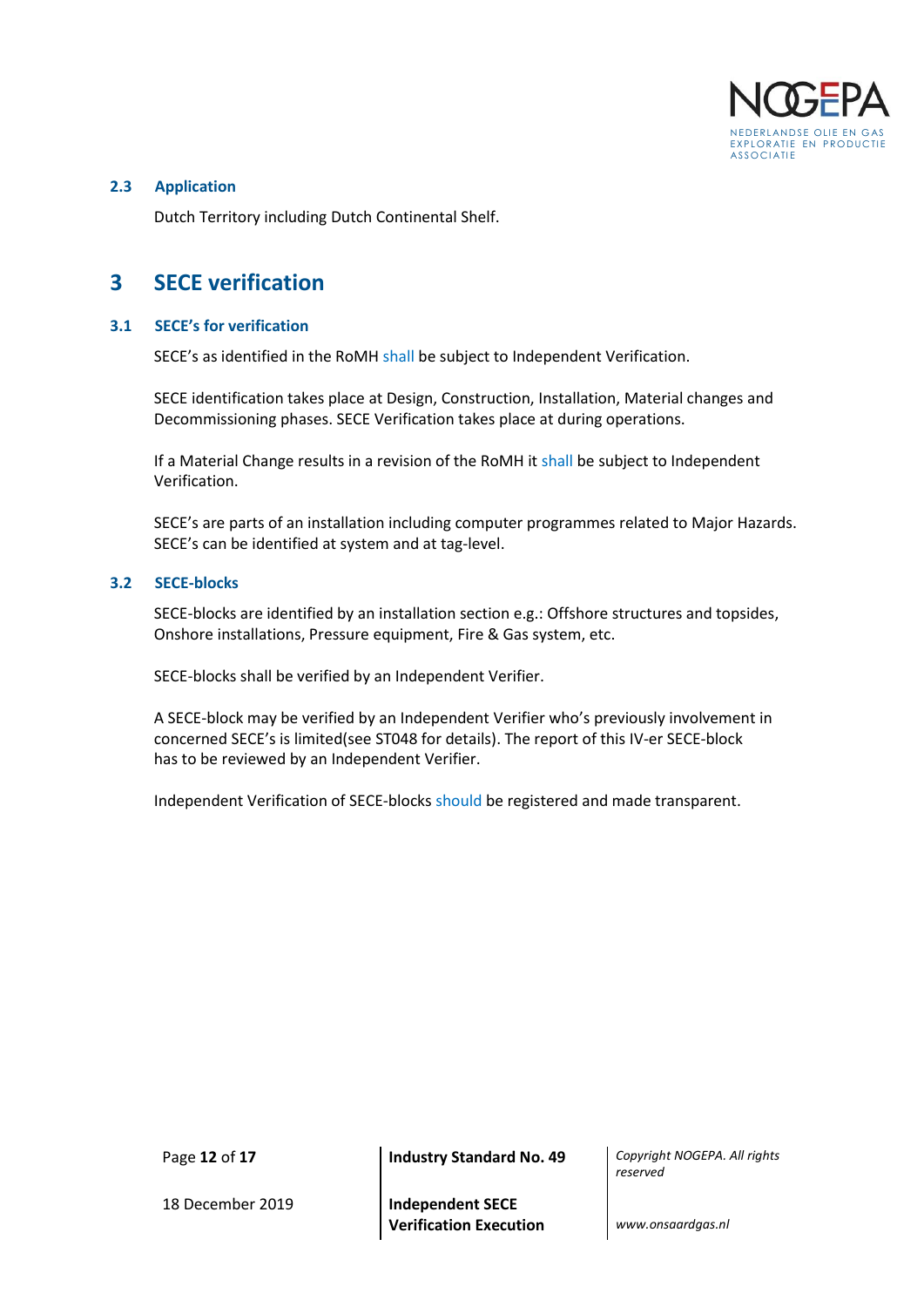### 2.3 Application

Dutch Territory including Dutch Continental Shelf.

## 3 SECE verification

### 3.1 SECE's for verification

SECE's as identified in the RoMH shall be subject to Independent Verification.

SECE identification takes place at Design, Construction, Installation, Material changes and Decommissioning phases. SECE Verification takes place at during operations.

If a Material Change results in a revision of the RoMH it shall be subject to Independent Verification.

SECE's are parts of an installation including computer programmes related to Major Hazards. SECE's can be identified at system and at tag-level.

### 3.2 SECE-blocks

SECE-blocks are identified by an installation section e.g.: Offshore structures and topsides, Onshore installations, Pressure equipment, Fire & Gas system, etc.

SECE-blocks shall be verified by an Independent Verifier.

A SECE-block may be verified by an Independent Verifier who's previously involvement in concerned SECE's is limited(see ST048 for details). The report of this IV-er SECE-block has to be reviewed by an Independent Verifier.

Independent Verification of SECE-blocks should be registered and made transparent.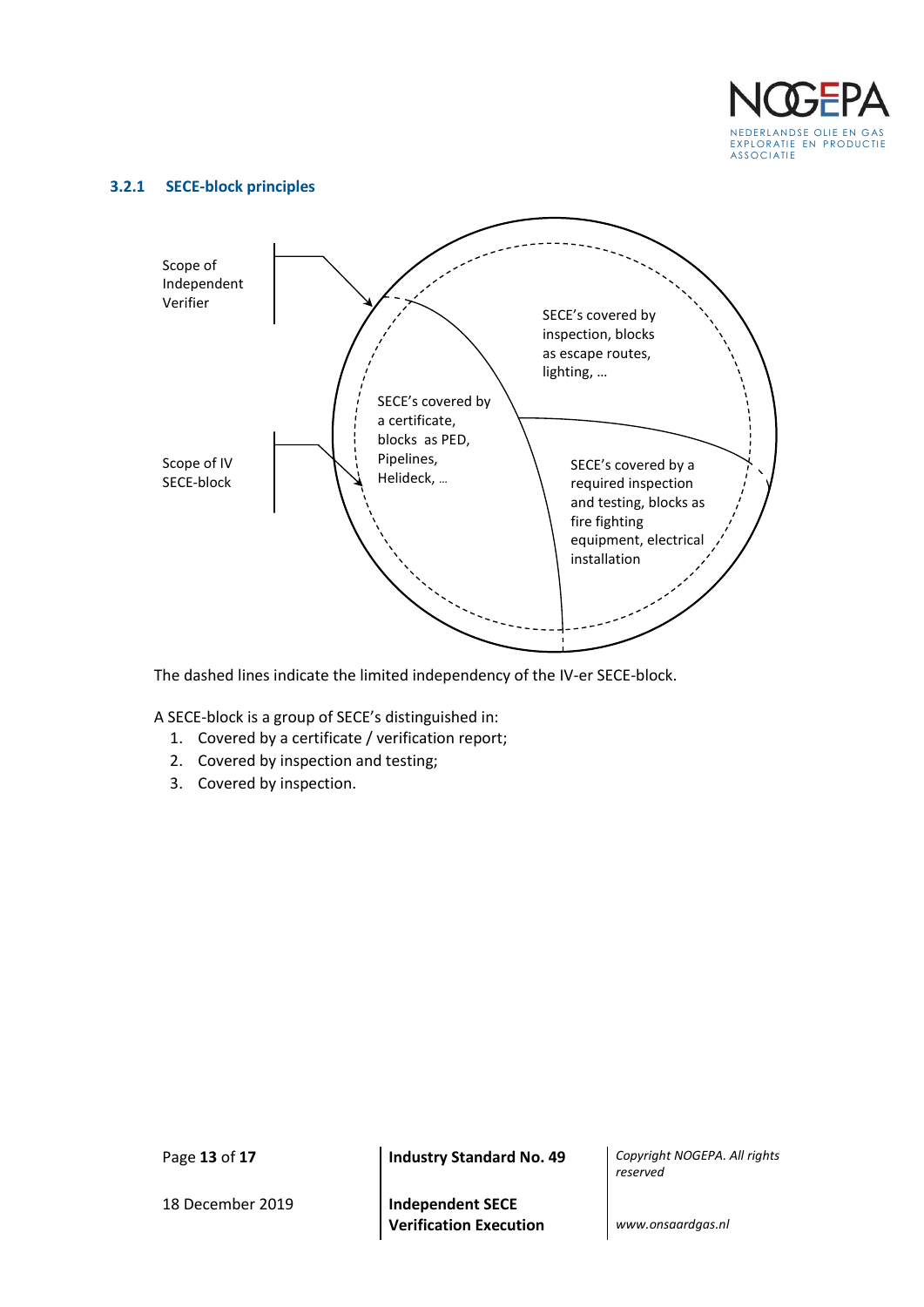### 3.2.1 SECE-block principles

Scope of Independent Verifier

Scope of IV SECE-block

SECE's covered by inspection, blocks as escape routes, lighting, …

SECE's covered by a certificate, blocks as PED, Pipelines, Helideck, …

SECE's covered by a required inspection and testing, blocks as fire fighting equipment, electrical installation

The dashed lines indicate the limited independency of the IV-er SECE-block.

A SECE-block is a group of SECE's distinguished in:

1. Covered by a certificate / verification report;
2. Covered by inspection and testing;
3. Covered by inspection.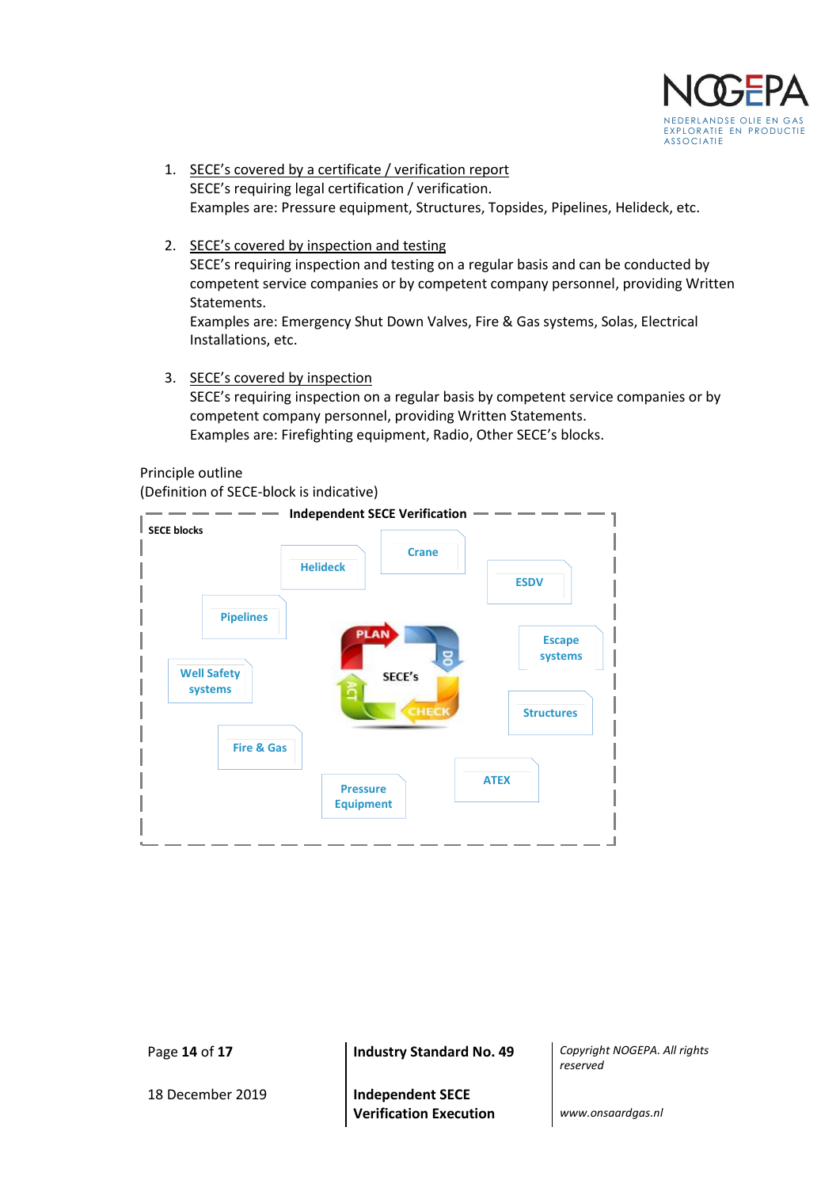1. <u>SECE's covered by a certificate / verification report</u>
   SECE's requiring legal certification / verification.
   Examples are: Pressure equipment, Structures, Topsides, Pipelines, Helideck, etc.

2. <u>SECE's covered by inspection and testing</u>
   SECE's requiring inspection and testing on a regular basis and can be conducted by competent service companies or by competent company personnel, providing Written Statements.
   Examples are: Emergency Shut Down Valves, Fire & Gas systems, Solas, Electrical Installations, etc.

3. <u>SECE's covered by inspection</u>
   SECE's requiring inspection on a regular basis by competent service companies or by competent company personnel, providing Written Statements.
   Examples are: Firefighting equipment, Radio, Other SECE's blocks.

Principle outline
(Definition of SECE-block is indicative)

**Independent SECE Verification**

**SECE blocks**

Helideck, Crane, ESDV, Pipelines, Escape systems, Well Safety systems, Structures, Fire & Gas, ATEX, Pressure Equipment

SECE's (PLAN – DO – CHECK – ACT)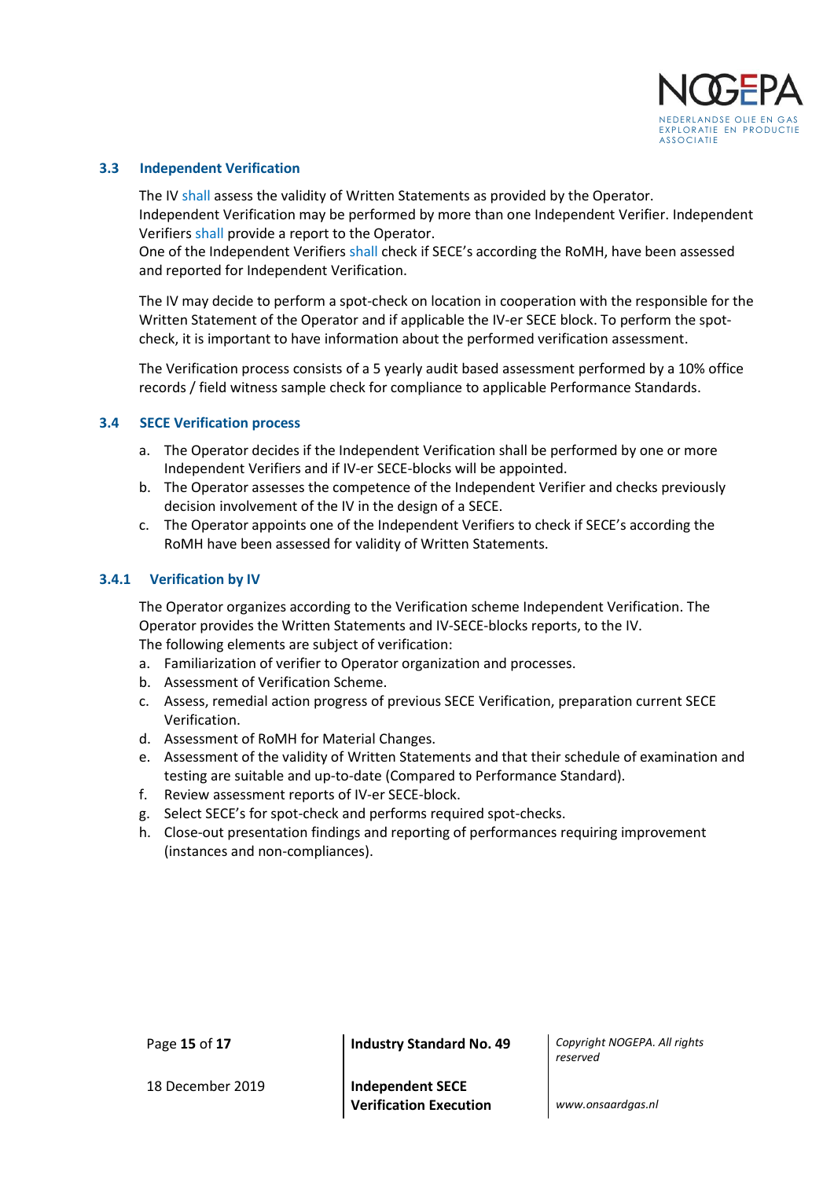### 3.3 Independent Verification

The IV shall assess the validity of Written Statements as provided by the Operator.
Independent Verification may be performed by more than one Independent Verifier. Independent Verifiers shall provide a report to the Operator.
One of the Independent Verifiers shall check if SECE's according the RoMH, have been assessed and reported for Independent Verification.

The IV may decide to perform a spot-check on location in cooperation with the responsible for the Written Statement of the Operator and if applicable the IV-er SECE block. To perform the spot-check, it is important to have information about the performed verification assessment.

The Verification process consists of a 5 yearly audit based assessment performed by a 10% office records / field witness sample check for compliance to applicable Performance Standards.

### 3.4 SECE Verification process

a. The Operator decides if the Independent Verification shall be performed by one or more Independent Verifiers and if IV-er SECE-blocks will be appointed.
b. The Operator assesses the competence of the Independent Verifier and checks previously decision involvement of the IV in the design of a SECE.
c. The Operator appoints one of the Independent Verifiers to check if SECE's according the RoMH have been assessed for validity of Written Statements.

#### 3.4.1 Verification by IV

The Operator organizes according to the Verification scheme Independent Verification. The Operator provides the Written Statements and IV-SECE-blocks reports, to the IV.
The following elements are subject of verification:

a. Familiarization of verifier to Operator organization and processes.
b. Assessment of Verification Scheme.
c. Assess, remedial action progress of previous SECE Verification, preparation current SECE Verification.
d. Assessment of RoMH for Material Changes.
e. Assessment of the validity of Written Statements and that their schedule of examination and testing are suitable and up-to-date (Compared to Performance Standard).
f. Review assessment reports of IV-er SECE-block.
g. Select SECE's for spot-check and performs required spot-checks.
h. Close-out presentation findings and reporting of performances requiring improvement (instances and non-compliances).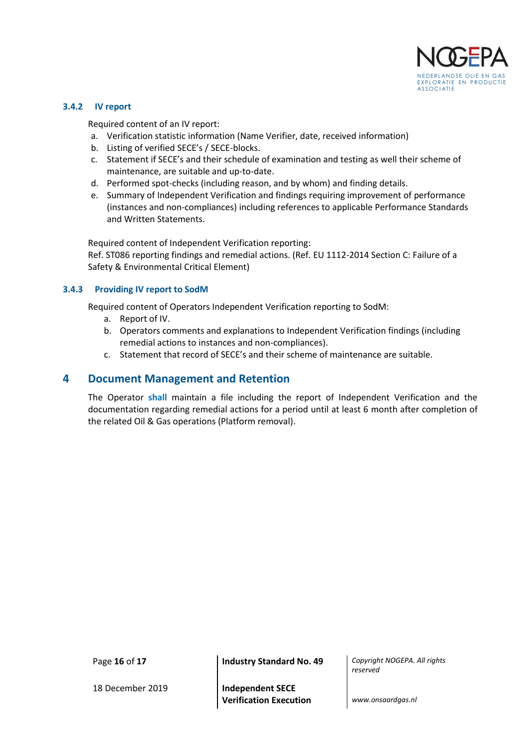### 3.4.2 IV report

Required content of an IV report:

a. Verification statistic information (Name Verifier, date, received information)
b. Listing of verified SECE's / SECE-blocks.
c. Statement if SECE's and their schedule of examination and testing as well their scheme of maintenance, are suitable and up-to-date.
d. Performed spot-checks (including reason, and by whom) and finding details.
e. Summary of Independent Verification and findings requiring improvement of performance (instances and non-compliances) including references to applicable Performance Standards and Written Statements.

Required content of Independent Verification reporting:
Ref. ST086 reporting findings and remedial actions. (Ref. EU 1112-2014 Section C: Failure of a Safety & Environmental Critical Element)

### 3.4.3 Providing IV report to SodM

Required content of Operators Independent Verification reporting to SodM:

a. Report of IV.
b. Operators comments and explanations to Independent Verification findings (including remedial actions to instances and non-compliances).
c. Statement that record of SECE's and their scheme of maintenance are suitable.

# 4 Document Management and Retention

The Operator **shall** maintain a file including the report of Independent Verification and the documentation regarding remedial actions for a period until at least 6 month after completion of the related Oil & Gas operations (Platform removal).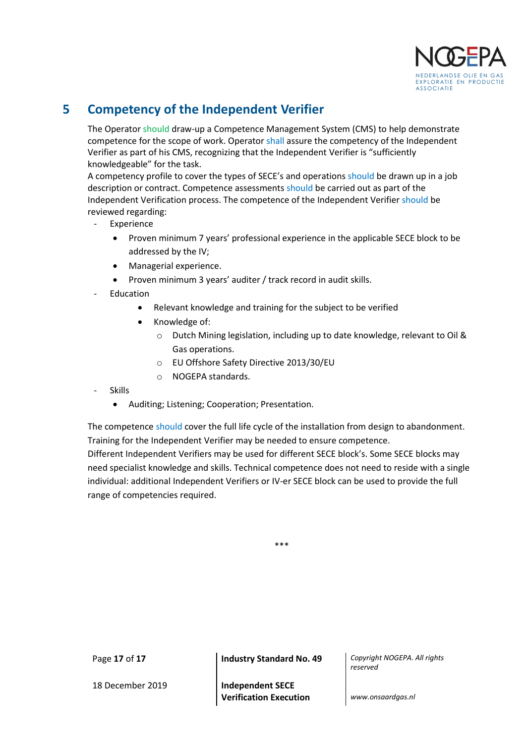## 5 Competency of the Independent Verifier

The Operator should draw-up a Competence Management System (CMS) to help demonstrate competence for the scope of work. Operator shall assure the competency of the Independent Verifier as part of his CMS, recognizing that the Independent Verifier is "sufficiently knowledgeable" for the task.
A competency profile to cover the types of SECE's and operations should be drawn up in a job description or contract. Competence assessments should be carried out as part of the Independent Verification process. The competence of the Independent Verifier should be reviewed regarding:

- Experience
  - Proven minimum 7 years' professional experience in the applicable SECE block to be addressed by the IV;
  - Managerial experience.
  - Proven minimum 3 years' auditor / track record in audit skills.
- Education
  - Relevant knowledge and training for the subject to be verified
  - Knowledge of:
    - Dutch Mining legislation, including up to date knowledge, relevant to Oil & Gas operations.
    - EU Offshore Safety Directive 2013/30/EU
    - NOGEPA standards.
- Skills
  - Auditing; Listening; Cooperation; Presentation.

The competence should cover the full life cycle of the installation from design to abandonment. Training for the Independent Verifier may be needed to ensure competence.
Different Independent Verifiers may be used for different SECE block's. Some SECE blocks may need specialist knowledge and skills. Technical competence does not need to reside with a single individual: additional Independent Verifiers or IV-er SECE block can be used to provide the full range of competencies required.

***